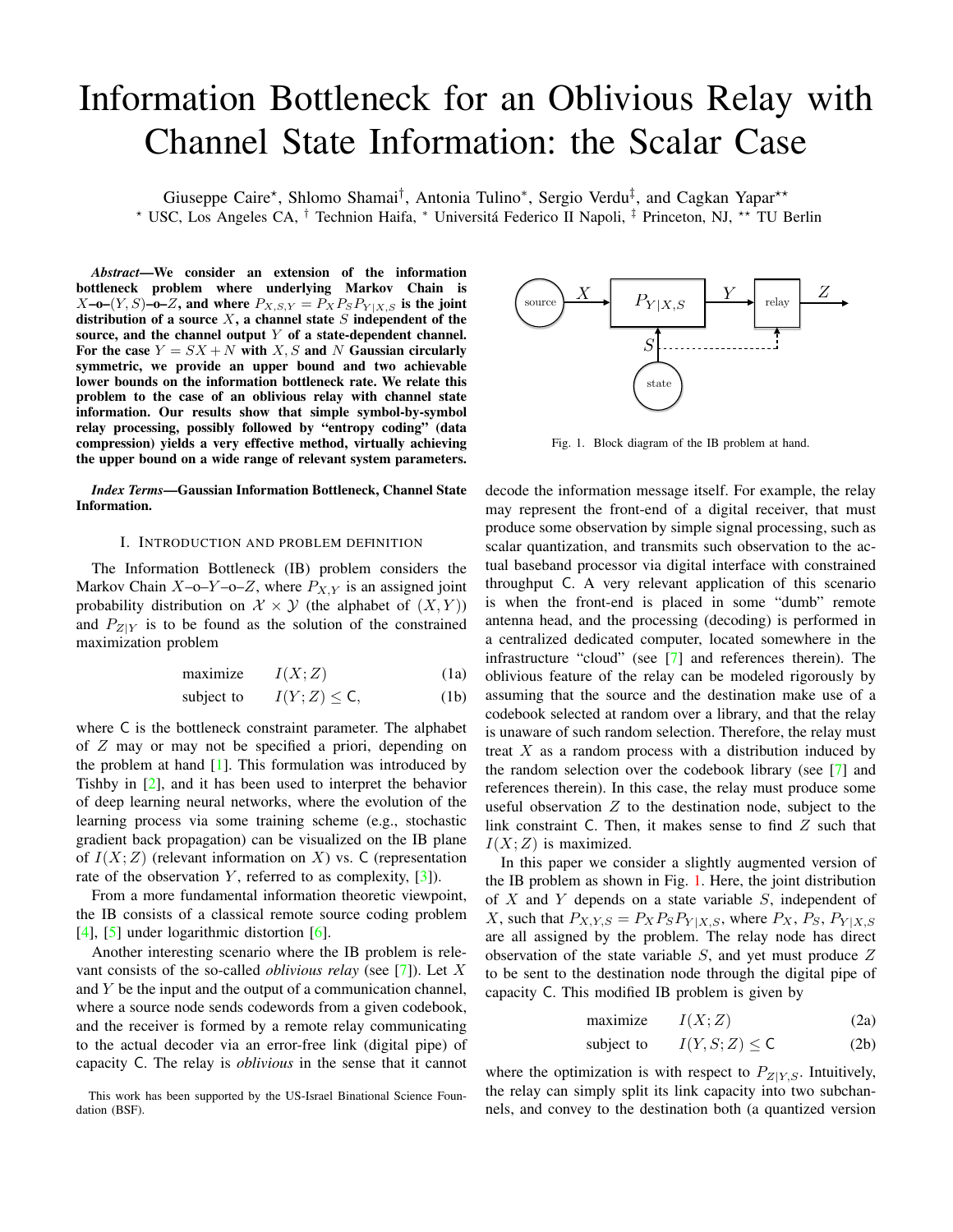# Information Bottleneck for an Oblivious Relay with Channel State Information: the Scalar Case

Giuseppe Caire*, Shlomo Shamai†, Antonia Tulino*, Sergio Verdu‡, and Cagkan Yapar**

* USC, Los Angeles CA, † Technion Haifa, * Universitá Federico II Napoli, ‡ Princeton, NJ, ** TU Berlin

***Abstract*—We consider an extension of the information bottleneck problem where underlying Markov Chain is $X$–o–$(Y,S)$–o–$Z$, and where $P_{X,S,Y} = P_X P_S P_{Y|X,S}$ is the joint distribution of a source $X$, a channel state $S$ independent of the source, and the channel output $Y$ of a state-dependent channel. For the case $Y = SX + N$ with $X, S$ and $N$ Gaussian circularly symmetric, we provide an upper bound and two achievable lower bounds on the information bottleneck rate. We relate this problem to the case of an oblivious relay with channel state information. Our results show that simple symbol-by-symbol relay processing, possibly followed by "entropy coding" (data compression) yields a very effective method, virtually achieving the upper bound on a wide range of relevant system parameters.**

***Index Terms*—Gaussian Information Bottleneck, Channel State Information.**

## I. Introduction and problem definition

The Information Bottleneck (IB) problem considers the Markov Chain $X$–o–$Y$–o–$Z$, where $P_{X,Y}$ is an assigned joint probability distribution on $\mathcal{X} \times \mathcal{Y}$ (the alphabet of $(X,Y)$) and $P_{Z|Y}$ is to be found as the solution of the constrained maximization problem

$$\text{maximize} \qquad I(X;Z) \tag{1a}$$

$$\text{subject to} \qquad I(Y;Z) \leq \mathsf{C}, \tag{1b}$$

where $\mathsf{C}$ is the bottleneck constraint parameter. The alphabet of $Z$ may or may not be specified a priori, depending on the problem at hand [1]. This formulation was introduced by Tishby in [2], and it has been used to interpret the behavior of deep learning neural networks, where the evolution of the learning process via some training scheme (e.g., stochastic gradient back propagation) can be visualized on the IB plane of $I(X;Z)$ (relevant information on $X$) vs. $\mathsf{C}$ (representation rate of the observation $Y$, referred to as complexity, [3]).

From a more fundamental information theoretic viewpoint, the IB consists of a classical remote source coding problem [4], [5] under logarithmic distortion [6].

Another interesting scenario where the IB problem is relevant consists of the so-called *oblivious relay* (see [7]). Let $X$ and $Y$ be the input and the output of a communication channel, where a source node sends codewords from a given codebook, and the receiver is formed by a remote relay communicating to the actual decoder via an error-free link (digital pipe) of capacity $\mathsf{C}$. The relay is *oblivious* in the sense that it cannot decode the information message itself. For example, the relay may represent the front-end of a digital receiver, that must produce some observation by simple signal processing, such as scalar quantization, and transmits such observation to the actual baseband processor via digital interface with constrained throughput $\mathsf{C}$. A very relevant application of this scenario is when the front-end is placed in some "dumb" remote antenna head, and the processing (decoding) is performed in a centralized dedicated computer, located somewhere in the infrastructure "cloud" (see [7] and references therein). The oblivious feature of the relay can be modeled rigorously by assuming that the source and the destination make use of a codebook selected at random over a library, and that the relay is unaware of such random selection. Therefore, the relay must treat $X$ as a random process with a distribution induced by the random selection over the codebook library (see [7] and references therein). In this case, the relay must produce some useful observation $Z$ to the destination node, subject to the link constraint $\mathsf{C}$. Then, it makes sense to find $Z$ such that $I(X;Z)$ is maximized.

Fig. 1. Block diagram of the IB problem at hand.

In this paper we consider a slightly augmented version of the IB problem as shown in Fig. 1. Here, the joint distribution of $X$ and $Y$ depends on a state variable $S$, independent of $X$, such that $P_{X,Y,S} = P_X P_S P_{Y|X,S}$, where $P_X$, $P_S$, $P_{Y|X,S}$ are all assigned by the problem. The relay node has direct observation of the state variable $S$, and yet must produce $Z$ to be sent to the destination node through the digital pipe of capacity $\mathsf{C}$. This modified IB problem is given by

$$\text{maximize} \qquad I(X;Z) \tag{2a}$$

$$\text{subject to} \qquad I(Y,S;Z) \leq \mathsf{C} \tag{2b}$$

where the optimization is with respect to $P_{Z|Y,S}$. Intuitively, the relay can simply split its link capacity into two subchannels, and convey to the destination both (a quantized version

This work has been supported by the US-Israel Binational Science Foundation (BSF).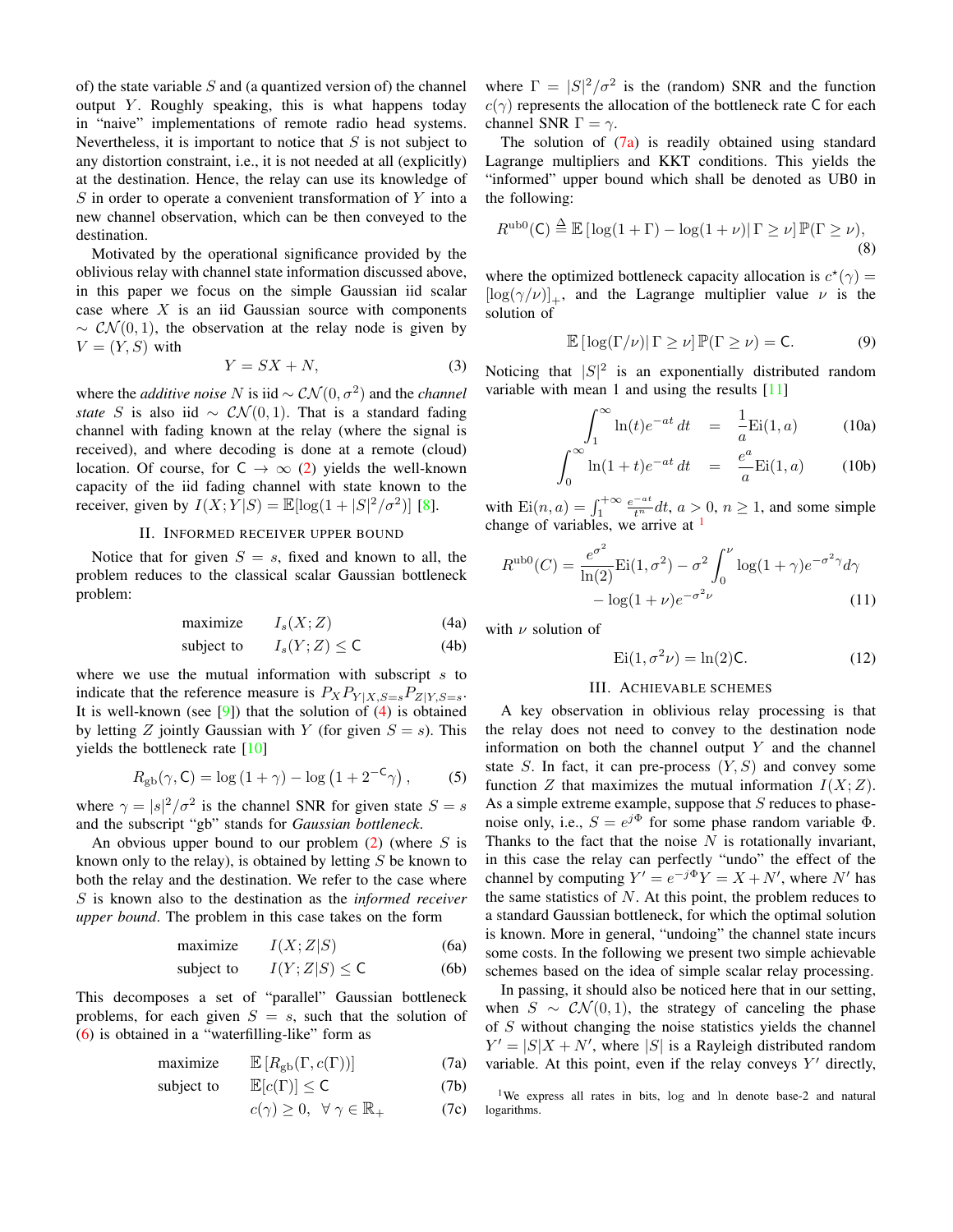of) the state variable $S$ and (a quantized version of) the channel output $Y$. Roughly speaking, this is what happens today in "naive" implementations of remote radio head systems. Nevertheless, it is important to notice that $S$ is not subject to any distortion constraint, i.e., it is not needed at all (explicitly) at the destination. Hence, the relay can use its knowledge of $S$ in order to operate a convenient transformation of $Y$ into a new channel observation, which can be then conveyed to the destination.

Motivated by the operational significance provided by the oblivious relay with channel state information discussed above, in this paper we focus on the simple Gaussian iid scalar case where $X$ is an iid Gaussian source with components $\sim \mathcal{CN}(0,1)$, the observation at the relay node is given by $V = (Y, S)$ with

$$Y = SX + N, \tag{3}$$

where the *additive noise* $N$ is iid $\sim \mathcal{CN}(0, \sigma^2)$ and the *channel state* $S$ is also iid $\sim \mathcal{CN}(0,1)$. That is a standard fading channel with fading known at the relay (where the signal is received), and where decoding is done at a remote (cloud) location. Of course, for $\mathsf{C} \to \infty$ (2) yields the well-known capacity of the iid fading channel with state known to the receiver, given by $I(X;Y|S) = \mathbb{E}[\log(1 + |S|^2/\sigma^2)]$ [8].

## II. Informed Receiver Upper Bound

Notice that for given $S = s$, fixed and known to all, the problem reduces to the classical scalar Gaussian bottleneck problem:

$$\begin{aligned} &\text{maximize} \quad && I_s(X;Z) && \text{(4a)} \\ &\text{subject to} \quad && I_s(Y;Z) \leq \mathsf{C} && \text{(4b)} \end{aligned}$$

where we use the mutual information with subscript $s$ to indicate that the reference measure is $P_X P_{Y|X,S=s} P_{Z|Y,S=s}$. It is well-known (see [9]) that the solution of (4) is obtained by letting $Z$ jointly Gaussian with $Y$ (for given $S = s$). This yields the bottleneck rate [10]

$$R_{\text{gb}}(\gamma, \mathsf{C}) = \log(1 + \gamma) - \log\left(1 + 2^{-\mathsf{C}}\gamma\right), \tag{5}$$

where $\gamma = |s|^2/\sigma^2$ is the channel SNR for given state $S = s$ and the subscript "gb" stands for *Gaussian bottleneck*.

An obvious upper bound to our problem (2) (where $S$ is known only to the relay), is obtained by letting $S$ be known to both the relay and the destination. We refer to the case where $S$ is known also to the destination as the *informed receiver upper bound*. The problem in this case takes on the form

$$\begin{aligned} &\text{maximize} \quad && I(X;Z|S) && \text{(6a)} \\ &\text{subject to} \quad && I(Y;Z|S) \leq \mathsf{C} && \text{(6b)} \end{aligned}$$

This decomposes a set of "parallel" Gaussian bottleneck problems, for each given $S = s$, such that the solution of (6) is obtained in a "waterfilling-like" form as

$$\begin{aligned} &\text{maximize} \quad && \mathbb{E}\left[R_{\text{gb}}(\Gamma, c(\Gamma))\right] && \text{(7a)} \\ &\text{subject to} \quad && \mathbb{E}[c(\Gamma)] \leq \mathsf{C} && \text{(7b)} \\ & && c(\gamma) \geq 0, \ \forall\, \gamma \in \mathbb{R}_+ && \text{(7c)} \end{aligned}$$

where $\Gamma = |S|^2/\sigma^2$ is the (random) SNR and the function $c(\gamma)$ represents the allocation of the bottleneck rate $\mathsf{C}$ for each channel SNR $\Gamma = \gamma$.

The solution of (7a) is readily obtained using standard Lagrange multipliers and KKT conditions. This yields the "informed" upper bound which shall be denoted as UB0 in the following:

$$R^{\text{ub0}}(\mathsf{C}) \triangleq \mathbb{E}\left[\log(1+\Gamma) - \log(1+\nu) \middle| \Gamma \geq \nu\right] \mathbb{P}(\Gamma \geq \nu), \tag{8}$$

where the optimized bottleneck capacity allocation is $c^\star(\gamma) = [\log(\gamma/\nu)]_+$, and the Lagrange multiplier value $\nu$ is the solution of

$$\mathbb{E}\left[\log(\Gamma/\nu) \middle| \Gamma \geq \nu\right] \mathbb{P}(\Gamma \geq \nu) = \mathsf{C}. \tag{9}$$

Noticing that $|S|^2$ is an exponentially distributed random variable with mean 1 and using the results [11]

$$\begin{aligned} \int_1^\infty \ln(t) e^{-at}\, dt &= \frac{1}{a}\text{Ei}(1, a) && \text{(10a)} \\ \int_0^\infty \ln(1+t) e^{-at}\, dt &= \frac{e^a}{a}\text{Ei}(1, a) && \text{(10b)} \end{aligned}$$

with $\text{Ei}(n, a) = \int_1^{+\infty} \frac{e^{-at}}{t^n} dt$, $a > 0$, $n \geq 1$, and some simple change of variables, we arrive at [1]

$$\begin{aligned} R^{\text{ub0}}(C) = \frac{e^{\sigma^2}}{\ln(2)}\text{Ei}(1, \sigma^2) - \sigma^2 \int_0^\nu \log(1+\gamma) e^{-\sigma^2\gamma} d\gamma \\ - \log(1+\nu) e^{-\sigma^2\nu} \end{aligned} \tag{11}$$

with $\nu$ solution of

$$\text{Ei}(1, \sigma^2\nu) = \ln(2)\mathsf{C}. \tag{12}$$

## III. Achievable Schemes

A key observation in oblivious relay processing is that the relay does not need to convey to the destination node information on both the channel output $Y$ and the channel state $S$. In fact, it can pre-process $(Y, S)$ and convey some function $Z$ that maximizes the mutual information $I(X;Z)$. As a simple extreme example, suppose that $S$ reduces to phase-noise only, i.e., $S = e^{j\Phi}$ for some phase random variable $\Phi$. Thanks to the fact that the noise $N$ is rotationally invariant, in this case the relay can perfectly "undo" the effect of the channel by computing $Y' = e^{-j\Phi}Y = X + N'$, where $N'$ has the same statistics of $N$. At this point, the problem reduces to a standard Gaussian bottleneck, for which the optimal solution is known. More in general, "undoing" the channel state incurs some costs. In the following we present two simple achievable schemes based on the idea of simple scalar relay processing.

In passing, it should also be noticed here that in our setting, when $S \sim \mathcal{CN}(0,1)$, the strategy of canceling the phase of $S$ without changing the noise statistics yields the channel $Y' = |S|X + N'$, where $|S|$ is a Rayleigh distributed random variable. At this point, even if the relay conveys $Y'$ directly,

[1] We express all rates in bits, log and ln denote base-2 and natural logarithms.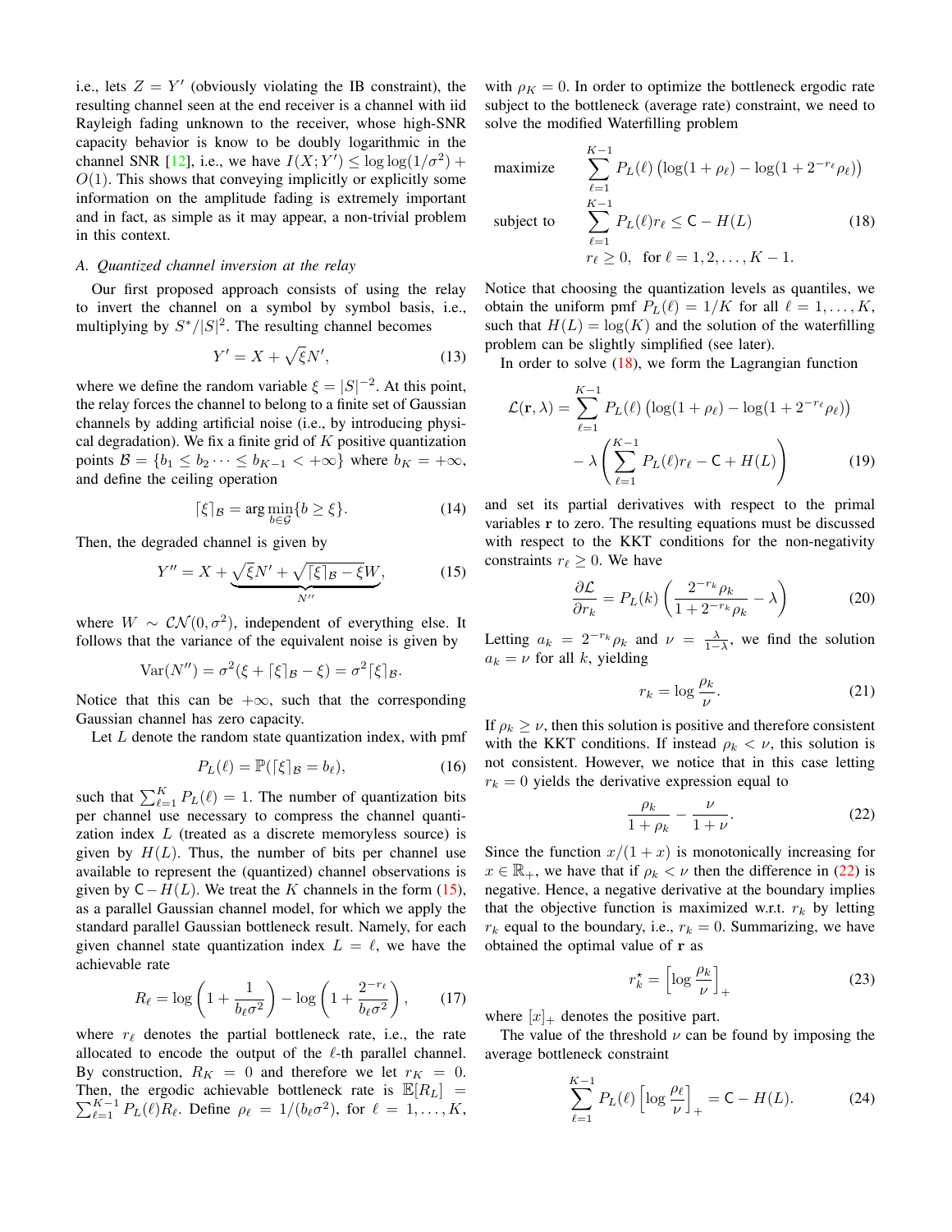i.e., lets $Z = Y'$ (obviously violating the IB constraint), the resulting channel seen at the end receiver is a channel with iid Rayleigh fading unknown to the receiver, whose high-SNR capacity behavior is know to be doubly logarithmic in the channel SNR [12], i.e., we have $I(X;Y') \leq \log\log(1/\sigma^2) + O(1)$. This shows that conveying implicitly or explicitly some information on the amplitude fading is extremely important and in fact, as simple as it may appear, a non-trivial problem in this context.

### *A. Quantized channel inversion at the relay*

Our first proposed approach consists of using the relay to invert the channel on a symbol by symbol basis, i.e., multiplying by $S^*/|S|^2$. The resulting channel becomes

$$Y' = X + \sqrt{\xi} N', \tag{13}$$

where we define the random variable $\xi = |S|^{-2}$. At this point, the relay forces the channel to belong to a finite set of Gaussian channels by adding artificial noise (i.e., by introducing physical degradation). We fix a finite grid of $K$ positive quantization points $\mathcal{B} = \{b_1 \leq b_2 \cdots \leq b_{K-1} < +\infty\}$ where $b_K = +\infty$, and define the ceiling operation

$$\lceil \xi \rceil_{\mathcal{B}} = \arg\min_{b \in \mathcal{G}} \{b \geq \xi\}. \tag{14}$$

Then, the degraded channel is given by

$$Y'' = X + \underbrace{\sqrt{\xi} N' + \sqrt{\lceil \xi \rceil_{\mathcal{B}} - \xi}\, W}_{N''}, \tag{15}$$

where $W \sim \mathcal{CN}(0, \sigma^2)$, independent of everything else. It follows that the variance of the equivalent noise is given by

$$\mathrm{Var}(N'') = \sigma^2(\xi + \lceil \xi \rceil_{\mathcal{B}} - \xi) = \sigma^2 \lceil \xi \rceil_{\mathcal{B}}.$$

Notice that this can be $+\infty$, such that the corresponding Gaussian channel has zero capacity.

Let $L$ denote the random state quantization index, with pmf

$$P_L(\ell) = \mathbb{P}(\lceil \xi \rceil_{\mathcal{B}} = b_\ell), \tag{16}$$

such that $\sum_{\ell=1}^{K} P_L(\ell) = 1$. The number of quantization bits per channel use necessary to compress the channel quantization index $L$ (treated as a discrete memoryless source) is given by $H(L)$. Thus, the number of bits per channel use available to represent the (quantized) channel observations is given by $\mathsf{C} - H(L)$. We treat the $K$ channels in the form (15), as a parallel Gaussian channel model, for which we apply the standard parallel Gaussian bottleneck result. Namely, for each given channel state quantization index $L = \ell$, we have the achievable rate

$$R_\ell = \log\left(1 + \frac{1}{b_\ell \sigma^2}\right) - \log\left(1 + \frac{2^{-r_\ell}}{b_\ell \sigma^2}\right), \tag{17}$$

where $r_\ell$ denotes the partial bottleneck rate, i.e., the rate allocated to encode the output of the $\ell$-th parallel channel. By construction, $R_K = 0$ and therefore we let $r_K = 0$. Then, the ergodic achievable bottleneck rate is $\mathbb{E}[R_L] = \sum_{\ell=1}^{K-1} P_L(\ell) R_\ell$. Define $\rho_\ell = 1/(b_\ell \sigma^2)$, for $\ell = 1, \ldots, K$, with $\rho_K = 0$. In order to optimize the bottleneck ergodic rate subject to the bottleneck (average rate) constraint, we need to solve the modified Waterfilling problem

$$\begin{aligned}
\text{maximize} \quad & \sum_{\ell=1}^{K-1} P_L(\ell) \left(\log(1+\rho_\ell) - \log(1 + 2^{-r_\ell}\rho_\ell)\right) \\
\text{subject to} \quad & \sum_{\ell=1}^{K-1} P_L(\ell) r_\ell \leq \mathsf{C} - H(L) \\
& r_\ell \geq 0, \ \text{ for } \ell = 1, 2, \ldots, K-1.
\end{aligned} \tag{18}$$

Notice that choosing the quantization levels as quantiles, we obtain the uniform pmf $P_L(\ell) = 1/K$ for all $\ell = 1, \ldots, K$, such that $H(L) = \log(K)$ and the solution of the waterfilling problem can be slightly simplified (see later).

In order to solve (18), we form the Lagrangian function

$$\begin{aligned}
\mathcal{L}(\mathbf{r}, \lambda) = & \sum_{\ell=1}^{K-1} P_L(\ell) \left(\log(1+\rho_\ell) - \log(1 + 2^{-r_\ell}\rho_\ell)\right) \\
& - \lambda \left( \sum_{\ell=1}^{K-1} P_L(\ell) r_\ell - \mathsf{C} + H(L) \right)
\end{aligned} \tag{19}$$

and set its partial derivatives with respect to the primal variables $\mathbf{r}$ to zero. The resulting equations must be discussed with respect to the KKT conditions for the non-negativity constraints $r_\ell \geq 0$. We have

$$\frac{\partial \mathcal{L}}{\partial r_k} = P_L(k) \left( \frac{2^{-r_k}\rho_k}{1 + 2^{-r_k}\rho_k} - \lambda \right) \tag{20}$$

Letting $a_k = 2^{-r_k}\rho_k$ and $\nu = \frac{\lambda}{1-\lambda}$, we find the solution $a_k = \nu$ for all $k$, yielding

$$r_k = \log \frac{\rho_k}{\nu}. \tag{21}$$

If $\rho_k \geq \nu$, then this solution is positive and therefore consistent with the KKT conditions. If instead $\rho_k < \nu$, this solution is not consistent. However, we notice that in this case letting $r_k = 0$ yields the derivative expression equal to

$$\frac{\rho_k}{1+\rho_k} - \frac{\nu}{1+\nu}. \tag{22}$$

Since the function $x/(1+x)$ is monotonically increasing for $x \in \mathbb{R}_+$, we have that if $\rho_k < \nu$ then the difference in (22) is negative. Hence, a negative derivative at the boundary implies that the objective function is maximized w.r.t. $r_k$ by letting $r_k$ equal to the boundary, i.e., $r_k = 0$. Summarizing, we have obtained the optimal value of $\mathbf{r}$ as

$$r_k^\star = \left[\log \frac{\rho_k}{\nu}\right]_+ \tag{23}$$

where $[x]_+$ denotes the positive part.

The value of the threshold $\nu$ can be found by imposing the average bottleneck constraint

$$\sum_{\ell=1}^{K-1} P_L(\ell) \left[\log \frac{\rho_\ell}{\nu}\right]_+ = \mathsf{C} - H(L). \tag{24}$$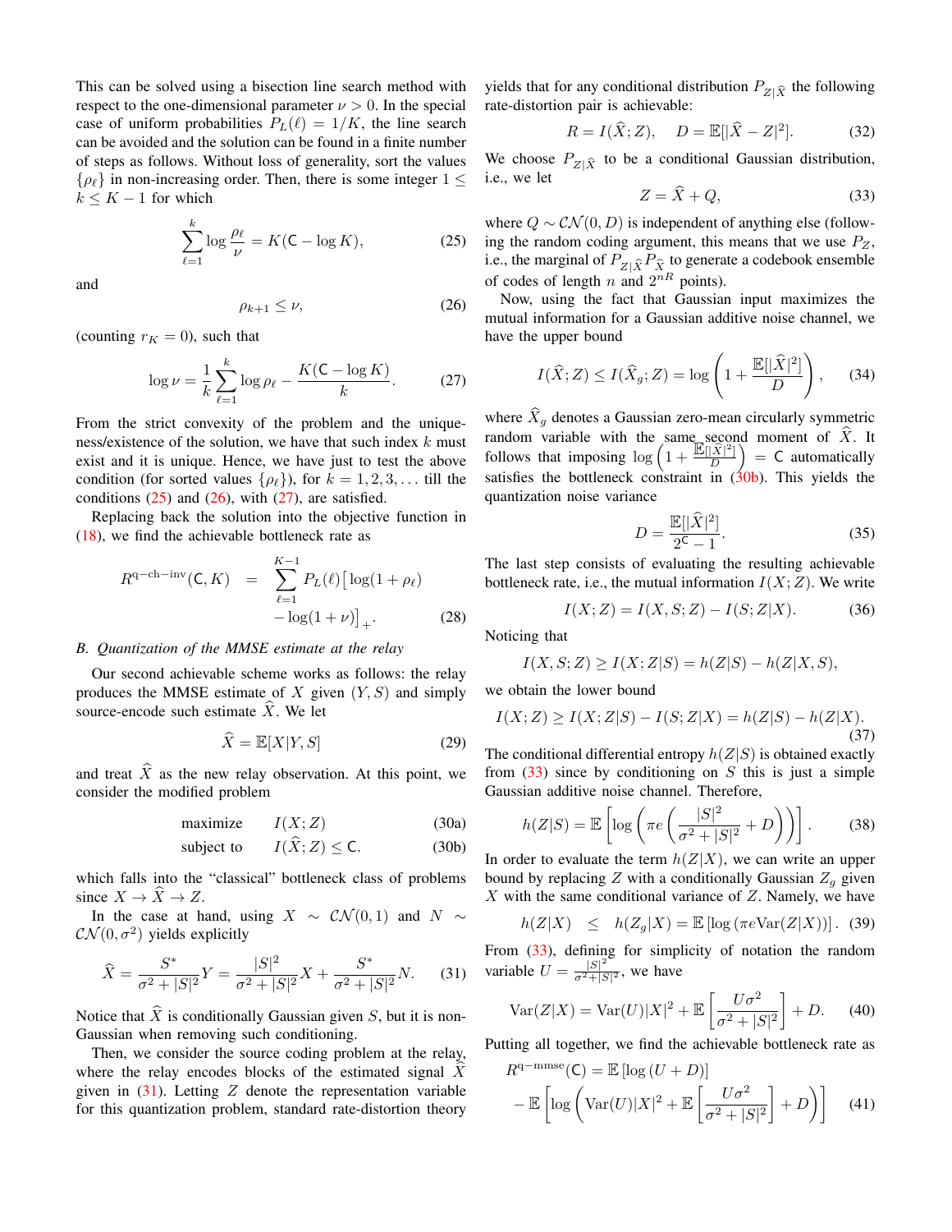This can be solved using a bisection line search method with respect to the one-dimensional parameter $\nu > 0$. In the special case of uniform probabilities $P_L(\ell) = 1/K$, the line search can be avoided and the solution can be found in a finite number of steps as follows. Without loss of generality, sort the values $\{\rho_\ell\}$ in non-increasing order. Then, there is some integer $1 \leq k \leq K-1$ for which

$$\sum_{\ell=1}^{k} \log \frac{\rho_\ell}{\nu} = K(\mathsf{C} - \log K), \tag{25}$$

and

$$\rho_{k+1} \leq \nu, \tag{26}$$

(counting $r_K = 0$), such that

$$\log \nu = \frac{1}{k} \sum_{\ell=1}^{k} \log \rho_\ell - \frac{K(\mathsf{C} - \log K)}{k}. \tag{27}$$

From the strict convexity of the problem and the uniqueness/existence of the solution, we have that such index $k$ must exist and it is unique. Hence, we have just to test the above condition (for sorted values $\{\rho_\ell\}$), for $k = 1, 2, 3, \ldots$ till the conditions (25) and (26), with (27), are satisfied.

Replacing back the solution into the objective function in (18), we find the achievable bottleneck rate as

$$R^{\text{q-ch-inv}}(\mathsf{C}, K) = \sum_{\ell=1}^{K-1} P_L(\ell) \big[\log(1 + \rho_\ell) - \log(1 + \nu)\big]_+. \tag{28}$$

### B. Quantization of the MMSE estimate at the relay

Our second achievable scheme works as follows: the relay produces the MMSE estimate of $X$ given $(Y, S)$ and simply source-encode such estimate $\widehat{X}$. We let

$$\widehat{X} = \mathbb{E}[X|Y, S] \tag{29}$$

and treat $\widehat{X}$ as the new relay observation. At this point, we consider the modified problem

$$\begin{aligned} &\text{maximize} && I(X; Z) && (30a) \\ &\text{subject to} && I(\widehat{X}; Z) \leq \mathsf{C}. && (30b) \end{aligned}$$

which falls into the "classical" bottleneck class of problems since $X \to \widehat{X} \to Z$.

In the case at hand, using $X \sim \mathcal{CN}(0, 1)$ and $N \sim \mathcal{CN}(0, \sigma^2)$ yields explicitly

$$\widehat{X} = \frac{S^*}{\sigma^2 + |S|^2} Y = \frac{|S|^2}{\sigma^2 + |S|^2} X + \frac{S^*}{\sigma^2 + |S|^2} N. \tag{31}$$

Notice that $\widehat{X}$ is conditionally Gaussian given $S$, but it is non-Gaussian when removing such conditioning.

Then, we consider the source coding problem at the relay, where the relay encodes blocks of the estimated signal $\widehat{X}$ given in (31). Letting $Z$ denote the representation variable for this quantization problem, standard rate-distortion theory yields that for any conditional distribution $P_{Z|\widehat{X}}$ the following rate-distortion pair is achievable:

$$R = I(\widehat{X}; Z), \quad D = \mathbb{E}[|\widehat{X} - Z|^2]. \tag{32}$$

We choose $P_{Z|\widehat{X}}$ to be a conditional Gaussian distribution, i.e., we let

$$Z = \widehat{X} + Q, \tag{33}$$

where $Q \sim \mathcal{CN}(0, D)$ is independent of anything else (following the random coding argument, this means that we use $P_Z$, i.e., the marginal of $P_{Z|\widehat{X}} P_{\widehat{X}}$ to generate a codebook ensemble of codes of length $n$ and $2^{nR}$ points).

Now, using the fact that Gaussian input maximizes the mutual information for a Gaussian additive noise channel, we have the upper bound

$$I(\widehat{X}; Z) \leq I(\widehat{X}_g; Z) = \log\left(1 + \frac{\mathbb{E}[|\widehat{X}|^2]}{D}\right), \tag{34}$$

where $\widehat{X}_g$ denotes a Gaussian zero-mean circularly symmetric random variable with the same second moment of $\widehat{X}$. It follows that imposing $\log\left(1 + \frac{\mathbb{E}[|\widehat{X}|^2]}{D}\right) = \mathsf{C}$ automatically satisfies the bottleneck constraint in (30b). This yields the quantization noise variance

$$D = \frac{\mathbb{E}[|\widehat{X}|^2]}{2^{\mathsf{C}} - 1}. \tag{35}$$

The last step consists of evaluating the resulting achievable bottleneck rate, i.e., the mutual information $I(X; Z)$. We write

$$I(X; Z) = I(X, S; Z) - I(S; Z|X). \tag{36}$$

Noticing that

$$I(X, S; Z) \geq I(X; Z|S) = h(Z|S) - h(Z|X, S),$$

we obtain the lower bound

$$I(X; Z) \geq I(X; Z|S) - I(S; Z|X) = h(Z|S) - h(Z|X). \tag{37}$$

The conditional differential entropy $h(Z|S)$ is obtained exactly from (33) since by conditioning on $S$ this is just a simple Gaussian additive noise channel. Therefore,

$$h(Z|S) = \mathbb{E}\left[\log\left(\pi e \left(\frac{|S|^2}{\sigma^2 + |S|^2} + D\right)\right)\right]. \tag{38}$$

In order to evaluate the term $h(Z|X)$, we can write an upper bound by replacing $Z$ with a conditionally Gaussian $Z_g$ given $X$ with the same conditional variance of $Z$. Namely, we have

$$h(Z|X) \leq h(Z_g|X) = \mathbb{E}\left[\log\left(\pi e \mathrm{Var}(Z|X)\right)\right]. \tag{39}$$

From (33), defining for simplicity of notation the random variable $U = \frac{|S|^2}{\sigma^2 + |S|^2}$, we have

$$\mathrm{Var}(Z|X) = \mathrm{Var}(U)|X|^2 + \mathbb{E}\left[\frac{U\sigma^2}{\sigma^2 + |S|^2}\right] + D. \tag{40}$$

Putting all together, we find the achievable bottleneck rate as

$$R^{\text{q-mmse}}(\mathsf{C}) = \mathbb{E}\left[\log\left(U + D\right)\right] - \mathbb{E}\left[\log\left(\mathrm{Var}(U)|X|^2 + \mathbb{E}\left[\frac{U\sigma^2}{\sigma^2 + |S|^2}\right] + D\right)\right] \tag{41}$$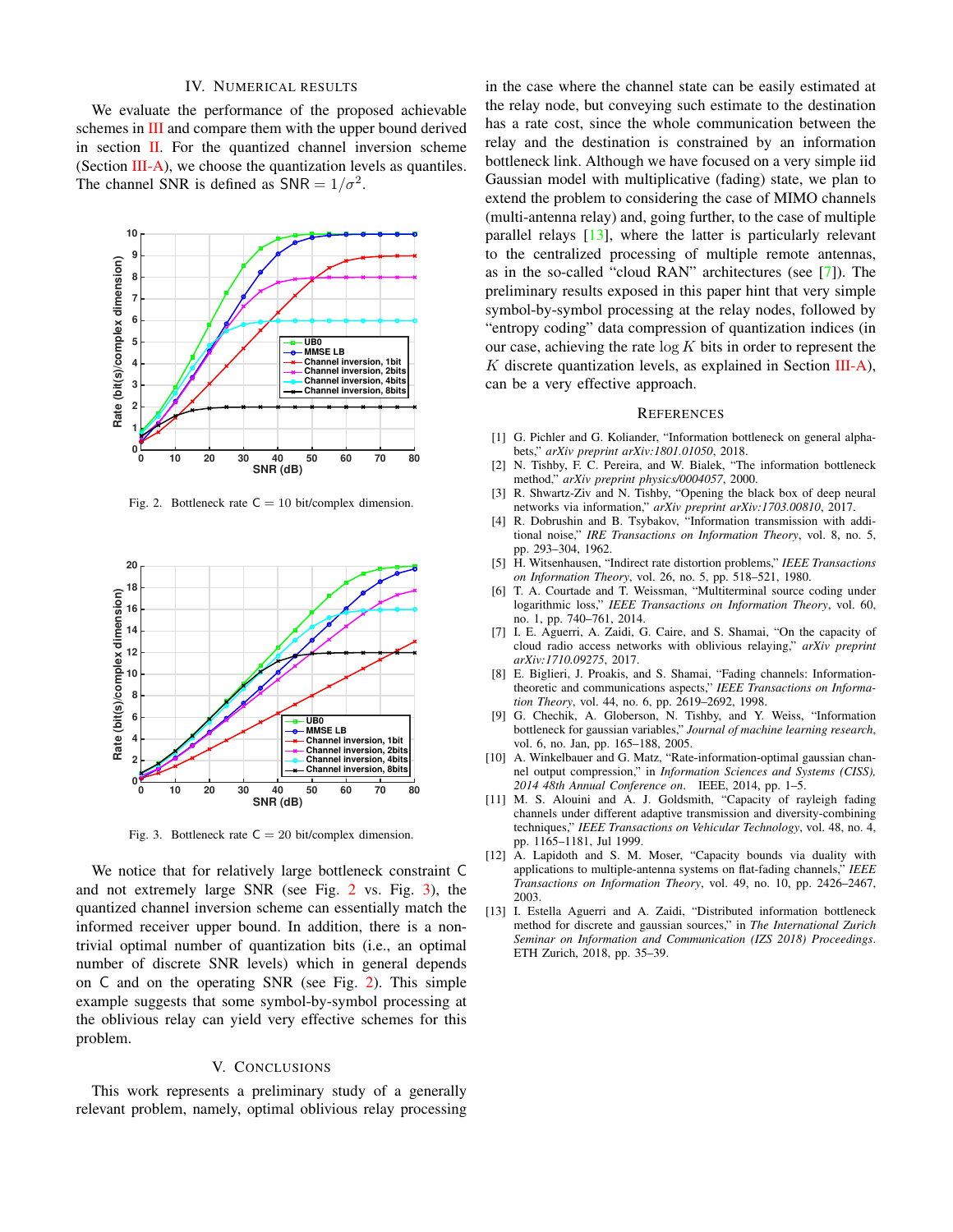## IV. Numerical results

We evaluate the performance of the proposed achievable schemes in III and compare them with the upper bound derived in section II. For the quantized channel inversion scheme (Section III-A), we choose the quantization levels as quantiles. The channel SNR is defined as $\mathsf{SNR} = 1/\sigma^2$.

Rate (bit(s)/complex dimension)
SNR (dB)
0 10 20 30 40 50 60 70 80
0 1 2 3 4 5 6 7 8 9 10
UB0
MMSE LB
Channel inversion, 1bit
Channel inversion, 2bits
Channel inversion, 4bits
Channel inversion, 8bits

Fig. 2. Bottleneck rate $\mathsf{C} = 10$ bit/complex dimension.

Rate (bit(s)/complex dimension)
SNR (dB)
0 10 20 30 40 50 60 70 80
0 2 4 6 8 10 12 14 16 18 20
UB0
MMSE LB
Channel inversion, 1bit
Channel inversion, 2bits
Channel inversion, 4bits
Channel inversion, 8bits

Fig. 3. Bottleneck rate $\mathsf{C} = 20$ bit/complex dimension.

We notice that for relatively large bottleneck constraint $\mathsf{C}$ and not extremely large SNR (see Fig. 2 vs. Fig. 3), the quantized channel inversion scheme can essentially match the informed receiver upper bound. In addition, there is a non-trivial optimal number of quantization bits (i.e., an optimal number of discrete SNR levels) which in general depends on $\mathsf{C}$ and on the operating SNR (see Fig. 2). This simple example suggests that some symbol-by-symbol processing at the oblivious relay can yield very effective schemes for this problem.

## V. Conclusions

This work represents a preliminary study of a generally relevant problem, namely, optimal oblivious relay processing in the case where the channel state can be easily estimated at the relay node, but conveying such estimate to the destination has a rate cost, since the whole communication between the relay and the destination is constrained by an information bottleneck link. Although we have focused on a very simple iid Gaussian model with multiplicative (fading) state, we plan to extend the problem to considering the case of MIMO channels (multi-antenna relay) and, going further, to the case of multiple parallel relays [13], where the latter is particularly relevant to the centralized processing of multiple remote antennas, as in the so-called "cloud RAN" architectures (see [7]). The preliminary results exposed in this paper hint that very simple symbol-by-symbol processing at the relay nodes, followed by "entropy coding" data compression of quantization indices (in our case, achieving the rate $\log K$ bits in order to represent the $K$ discrete quantization levels, as explained in Section III-A), can be a very effective approach.

## References

[1] G. Pichler and G. Koliander, "Information bottleneck on general alphabets," *arXiv preprint arXiv:1801.01050*, 2018.

[2] N. Tishby, F. C. Pereira, and W. Bialek, "The information bottleneck method," *arXiv preprint physics/0004057*, 2000.

[3] R. Shwartz-Ziv and N. Tishby, "Opening the black box of deep neural networks via information," *arXiv preprint arXiv:1703.00810*, 2017.

[4] R. Dobrushin and B. Tsybakov, "Information transmission with additional noise," *IRE Transactions on Information Theory*, vol. 8, no. 5, pp. 293–304, 1962.

[5] H. Witsenhausen, "Indirect rate distortion problems," *IEEE Transactions on Information Theory*, vol. 26, no. 5, pp. 518–521, 1980.

[6] T. A. Courtade and T. Weissman, "Multiterminal source coding under logarithmic loss," *IEEE Transactions on Information Theory*, vol. 60, no. 1, pp. 740–761, 2014.

[7] I. E. Aguerri, A. Zaidi, G. Caire, and S. Shamai, "On the capacity of cloud radio access networks with oblivious relaying," *arXiv preprint arXiv:1710.09275*, 2017.

[8] E. Biglieri, J. Proakis, and S. Shamai, "Fading channels: Information-theoretic and communications aspects," *IEEE Transactions on Information Theory*, vol. 44, no. 6, pp. 2619–2692, 1998.

[9] G. Chechik, A. Globerson, N. Tishby, and Y. Weiss, "Information bottleneck for gaussian variables," *Journal of machine learning research*, vol. 6, no. Jan, pp. 165–188, 2005.

[10] A. Winkelbauer and G. Matz, "Rate-information-optimal gaussian channel output compression," in *Information Sciences and Systems (CISS), 2014 48th Annual Conference on*. IEEE, 2014, pp. 1–5.

[11] M. S. Alouini and A. J. Goldsmith, "Capacity of rayleigh fading channels under different adaptive transmission and diversity-combining techniques," *IEEE Transactions on Vehicular Technology*, vol. 48, no. 4, pp. 1165–1181, Jul 1999.

[12] A. Lapidoth and S. M. Moser, "Capacity bounds via duality with applications to multiple-antenna systems on flat-fading channels," *IEEE Transactions on Information Theory*, vol. 49, no. 10, pp. 2426–2467, 2003.

[13] I. Estella Aguerri and A. Zaidi, "Distributed information bottleneck method for discrete and gaussian sources," in *The International Zurich Seminar on Information and Communication (IZS 2018) Proceedings*. ETH Zurich, 2018, pp. 35–39.